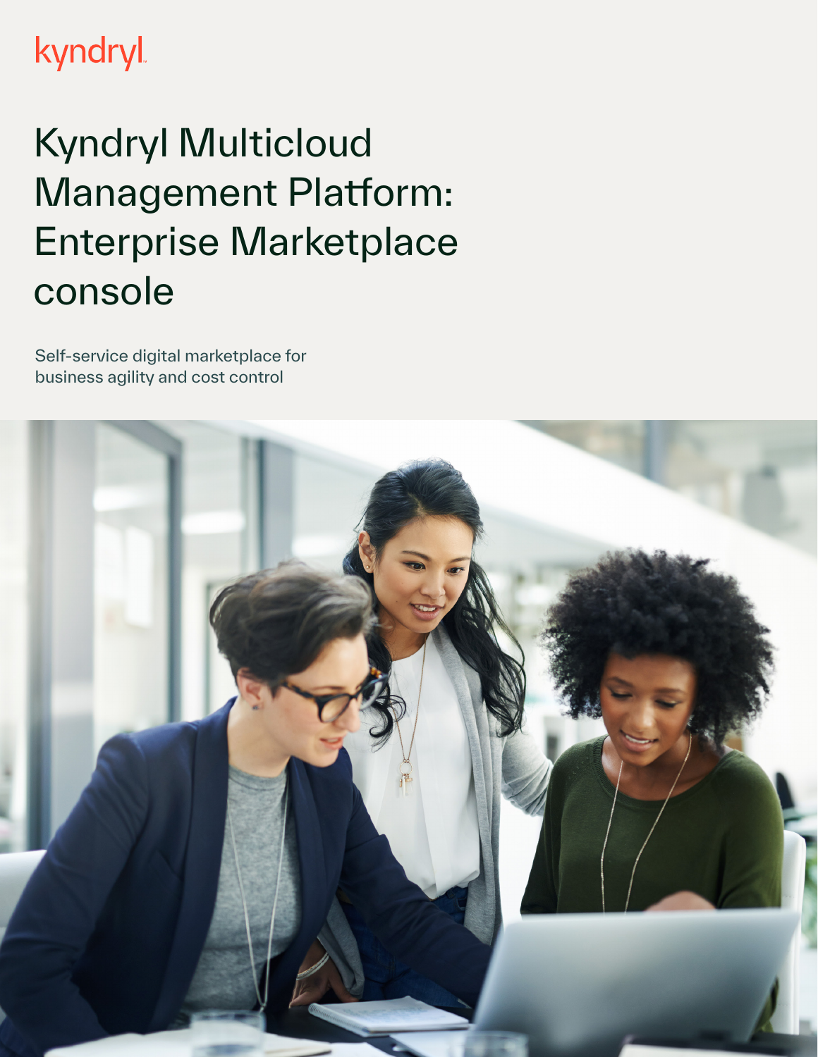kyndryl

# Kyndryl Multicloud Management Platform: Enterprise Marketplace console

Self-service digital marketplace for business agility and cost control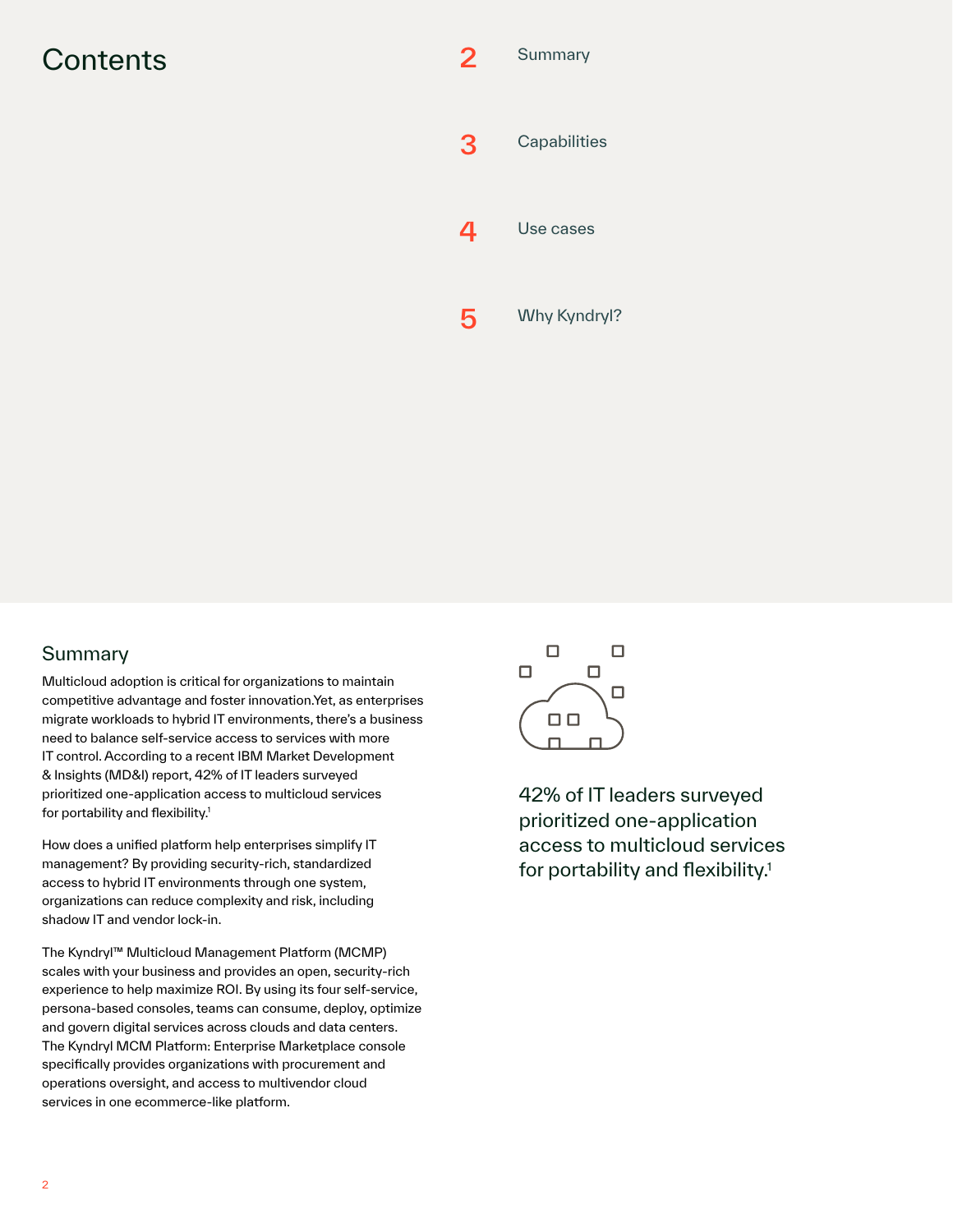# Contents

2 Summary

3 Capabilities

4 Use cases

5 Why Kyndryl?

## Summary

Multicloud adoption is critical for organizations to maintain competitive advantage and foster innovation.Yet, as enterprises migrate workloads to hybrid IT environments, there's a business need to balance self-service access to services with more IT control. According to a recent IBM Market Development & Insights (MD&I) report, 42% of IT leaders surveyed prioritized one-application access to multicloud services for portability and flexibility.[1]

How does a unified platform help enterprises simplify IT management? By providing security-rich, standardized access to hybrid IT environments through one system, organizations can reduce complexity and risk, including shadow IT and vendor lock-in.

The Kyndryl™ Multicloud Management Platform (MCMP) scales with your business and provides an open, security-rich experience to help maximize ROI. By using its four self-service, persona-based consoles, teams can consume, deploy, optimize and govern digital services across clouds and data centers. The Kyndryl MCM Platform: Enterprise Marketplace console specifically provides organizations with procurement and operations oversight, and access to multivendor cloud services in one ecommerce-like platform.

42% of IT leaders surveyed prioritized one-application access to multicloud services for portability and flexibility.[1]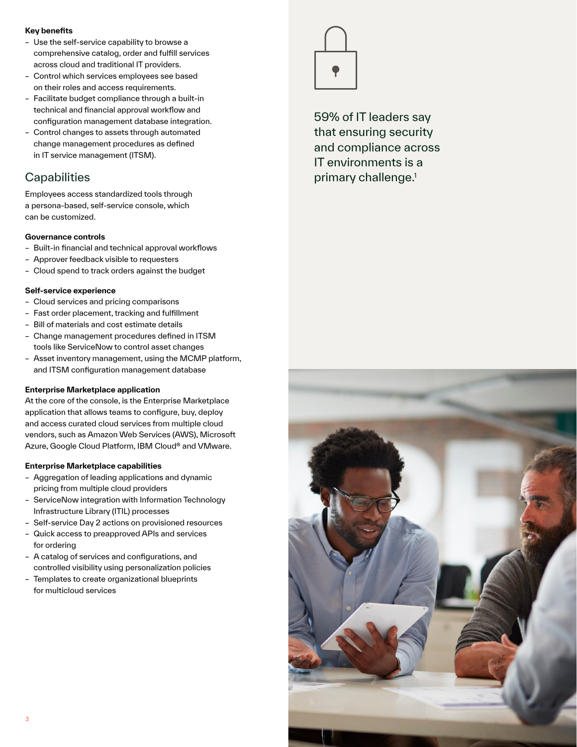**Key benefits**

- Use the self-service capability to browse a comprehensive catalog, order and fulfill services across cloud and traditional IT providers.
- Control which services employees see based on their roles and access requirements.
- Facilitate budget compliance through a built-in technical and financial approval workflow and configuration management database integration.
- Control changes to assets through automated change management procedures as defined in IT service management (ITSM).

## Capabilities

Employees access standardized tools through a persona-based, self-service console, which can be customized.

**Governance controls**

- Built-in financial and technical approval workflows
- Approver feedback visible to requesters
- Cloud spend to track orders against the budget

**Self-service experience**

- Cloud services and pricing comparisons
- Fast order placement, tracking and fulfillment
- Bill of materials and cost estimate details
- Change management procedures defined in ITSM tools like ServiceNow to control asset changes
- Asset inventory management, using the MCMP platform, and ITSM configuration management database

**Enterprise Marketplace application**

At the core of the console, is the Enterprise Marketplace application that allows teams to configure, buy, deploy and access curated cloud services from multiple cloud vendors, such as Amazon Web Services (AWS), Microsoft Azure, Google Cloud Platform, IBM Cloud® and VMware.

**Enterprise Marketplace capabilities**

- Aggregation of leading applications and dynamic pricing from multiple cloud providers
- ServiceNow integration with Information Technology Infrastructure Library (ITIL) processes
- Self-service Day 2 actions on provisioned resources
- Quick access to preapproved APIs and services for ordering
- A catalog of services and configurations, and controlled visibility using personalization policies
- Templates to create organizational blueprints for multicloud services

59% of IT leaders say that ensuring security and compliance across IT environments is a primary challenge.[1]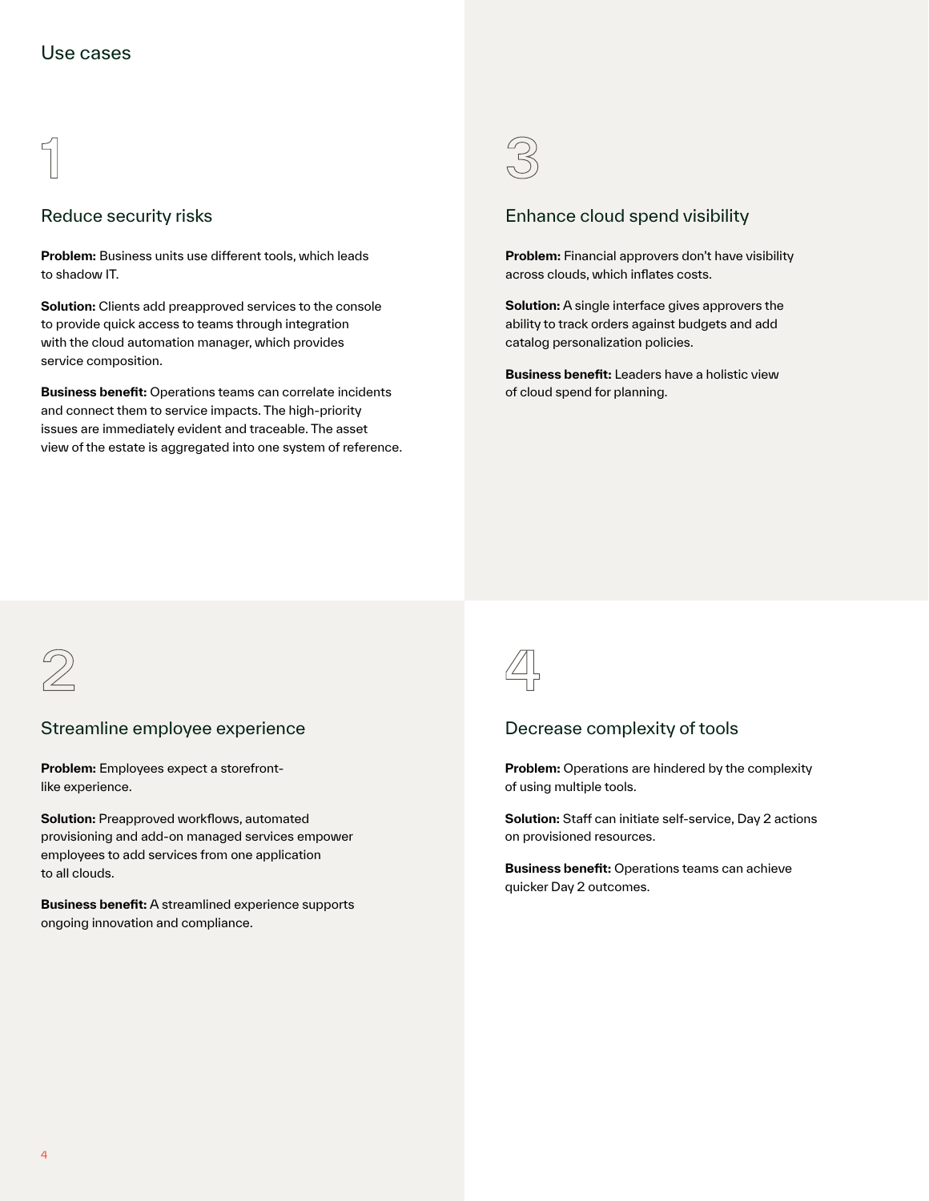## Use cases

### 1

### Reduce security risks

**Problem:** Business units use different tools, which leads to shadow IT.

**Solution:** Clients add preapproved services to the console to provide quick access to teams through integration with the cloud automation manager, which provides service composition.

**Business benefit:** Operations teams can correlate incidents and connect them to service impacts. The high-priority issues are immediately evident and traceable. The asset view of the estate is aggregated into one system of reference.

### 2

### Streamline employee experience

**Problem:** Employees expect a storefront-like experience.

**Solution:** Preapproved workflows, automated provisioning and add-on managed services empower employees to add services from one application to all clouds.

**Business benefit:** A streamlined experience supports ongoing innovation and compliance.

### 3

### Enhance cloud spend visibility

**Problem:** Financial approvers don't have visibility across clouds, which inflates costs.

**Solution:** A single interface gives approvers the ability to track orders against budgets and add catalog personalization policies.

**Business benefit:** Leaders have a holistic view of cloud spend for planning.

### 4

### Decrease complexity of tools

**Problem:** Operations are hindered by the complexity of using multiple tools.

**Solution:** Staff can initiate self-service, Day 2 actions on provisioned resources.

**Business benefit:** Operations teams can achieve quicker Day 2 outcomes.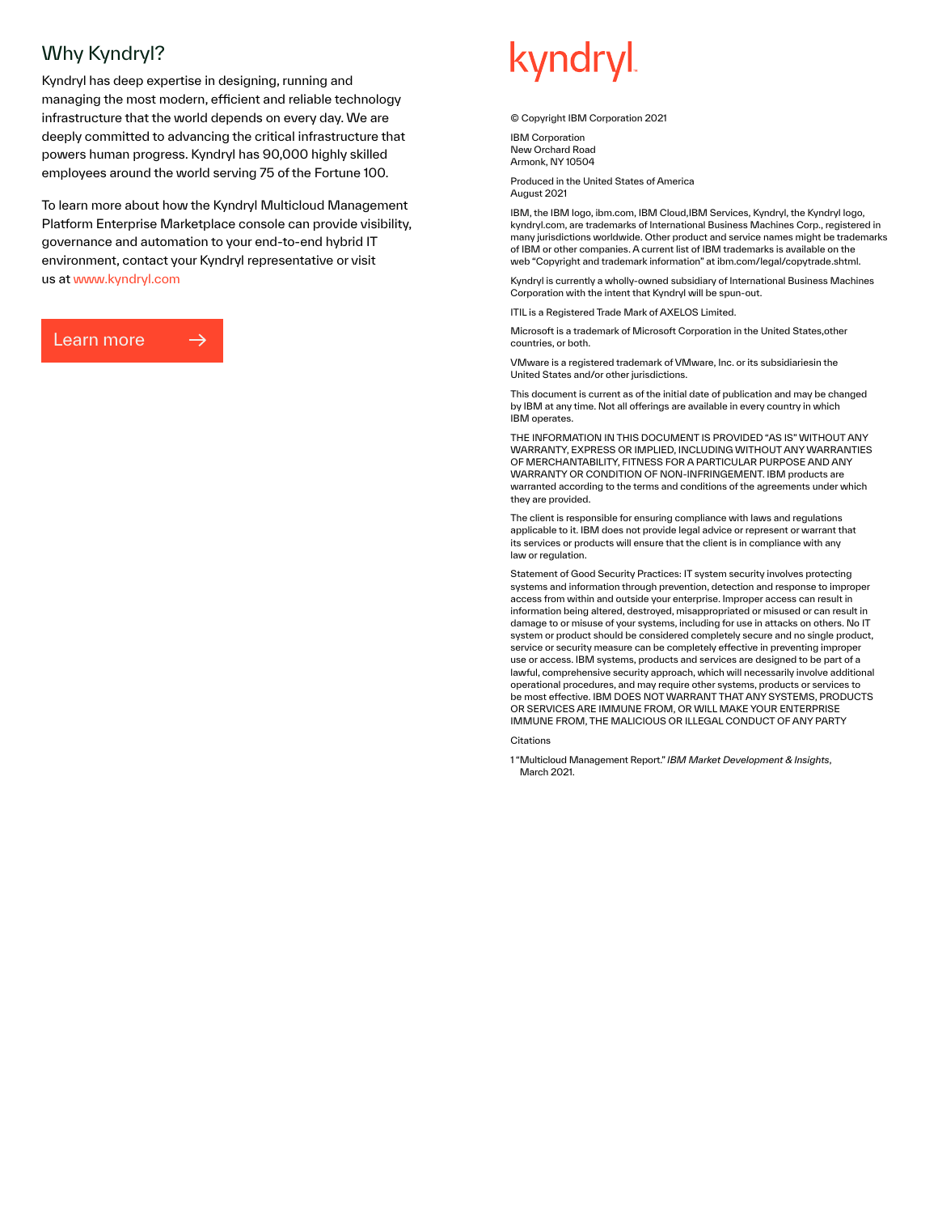## Why Kyndryl?

Kyndryl has deep expertise in designing, running and managing the most modern, efficient and reliable technology infrastructure that the world depends on every day. We are deeply committed to advancing the critical infrastructure that powers human progress. Kyndryl has 90,000 highly skilled employees around the world serving 75 of the Fortune 100.

To learn more about how the Kyndryl Multicloud Management Platform Enterprise Marketplace console can provide visibility, governance and automation to your end-to-end hybrid IT environment, contact your Kyndryl representative or visit us at www.kyndryl.com

Learn more →

kyndryl

© Copyright IBM Corporation 2021

IBM Corporation
New Orchard Road
Armonk, NY 10504

Produced in the United States of America
August 2021

IBM, the IBM logo, ibm.com, IBM Cloud,IBM Services, Kyndryl, the Kyndryl logo, kyndryl.com, are trademarks of International Business Machines Corp., registered in many jurisdictions worldwide. Other product and service names might be trademarks of IBM or other companies. A current list of IBM trademarks is available on the web "Copyright and trademark information" at ibm.com/legal/copytrade.shtml.

Kyndryl is currently a wholly-owned subsidiary of International Business Machines Corporation with the intent that Kyndryl will be spun-out.

ITIL is a Registered Trade Mark of AXELOS Limited.

Microsoft is a trademark of Microsoft Corporation in the United States,other countries, or both.

VMware is a registered trademark of VMware, Inc. or its subsidiariesin the United States and/or other jurisdictions.

This document is current as of the initial date of publication and may be changed by IBM at any time. Not all offerings are available in every country in which IBM operates.

THE INFORMATION IN THIS DOCUMENT IS PROVIDED "AS IS" WITHOUT ANY WARRANTY, EXPRESS OR IMPLIED, INCLUDING WITHOUT ANY WARRANTIES OF MERCHANTABILITY, FITNESS FOR A PARTICULAR PURPOSE AND ANY WARRANTY OR CONDITION OF NON-INFRINGEMENT. IBM products are warranted according to the terms and conditions of the agreements under which they are provided.

The client is responsible for ensuring compliance with laws and regulations applicable to it. IBM does not provide legal advice or represent or warrant that its services or products will ensure that the client is in compliance with any law or regulation.

Statement of Good Security Practices: IT system security involves protecting systems and information through prevention, detection and response to improper access from within and outside your enterprise. Improper access can result in information being altered, destroyed, misappropriated or misused or can result in damage to or misuse of your systems, including for use in attacks on others. No IT system or product should be considered completely secure and no single product, service or security measure can be completely effective in preventing improper use or access. IBM systems, products and services are designed to be part of a lawful, comprehensive security approach, which will necessarily involve additional operational procedures, and may require other systems, products or services to be most effective. IBM DOES NOT WARRANT THAT ANY SYSTEMS, PRODUCTS OR SERVICES ARE IMMUNE FROM, OR WILL MAKE YOUR ENTERPRISE IMMUNE FROM, THE MALICIOUS OR ILLEGAL CONDUCT OF ANY PARTY

Citations

1 "Multicloud Management Report." *IBM Market Development & Insights*, March 2021.